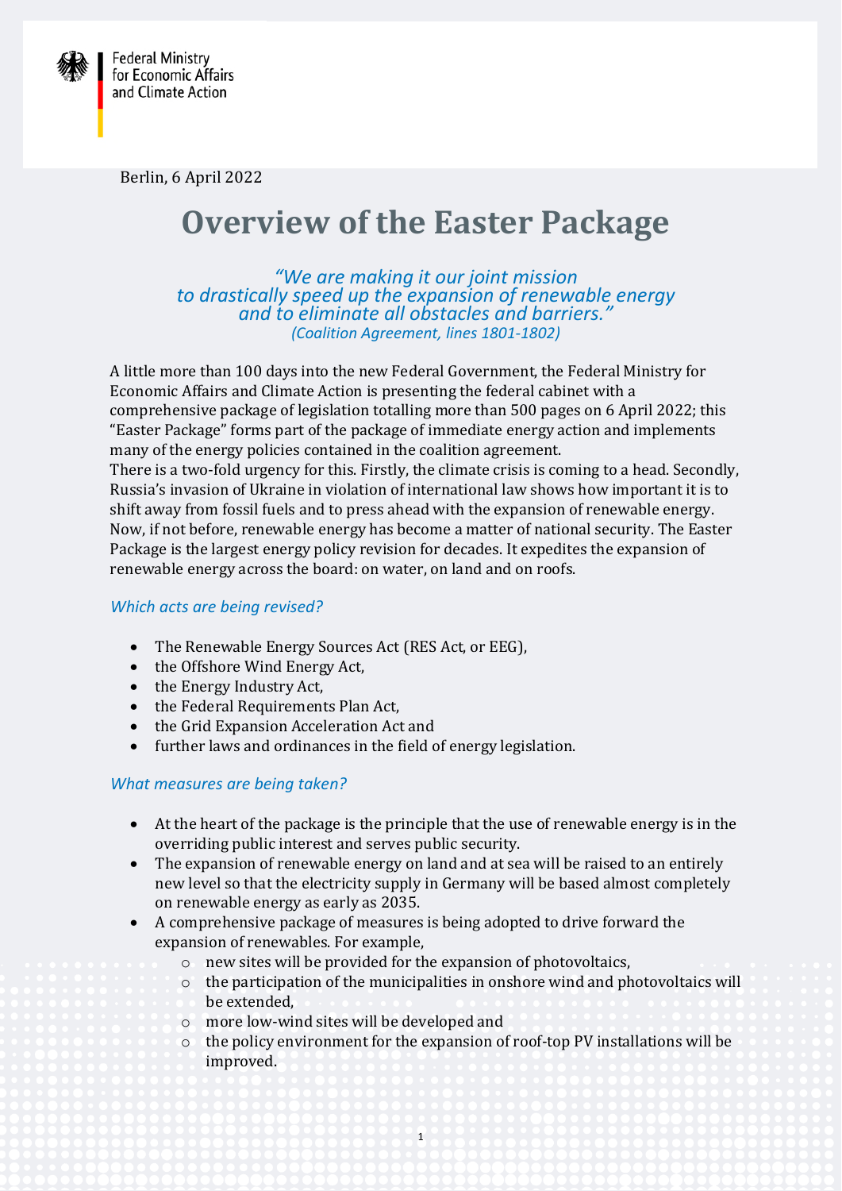Federal Ministry for Economic Affairs and Climate Action

Berlin, 6 April 2022

# Overview of the Easter Package

*"We are making it our joint mission to drastically speed up the expansion of renewable energy and to eliminate all obstacles and barriers."*
*(Coalition Agreement, lines 1801-1802)*

A little more than 100 days into the new Federal Government, the Federal Ministry for Economic Affairs and Climate Action is presenting the federal cabinet with a comprehensive package of legislation totalling more than 500 pages on 6 April 2022; this "Easter Package" forms part of the package of immediate energy action and implements many of the energy policies contained in the coalition agreement.
There is a two-fold urgency for this. Firstly, the climate crisis is coming to a head. Secondly, Russia's invasion of Ukraine in violation of international law shows how important it is to shift away from fossil fuels and to press ahead with the expansion of renewable energy. Now, if not before, renewable energy has become a matter of national security. The Easter Package is the largest energy policy revision for decades. It expedites the expansion of renewable energy across the board: on water, on land and on roofs.

### *Which acts are being revised?*

- The Renewable Energy Sources Act (RES Act, or EEG),
- the Offshore Wind Energy Act,
- the Energy Industry Act,
- the Federal Requirements Plan Act,
- the Grid Expansion Acceleration Act and
- further laws and ordinances in the field of energy legislation.

### *What measures are being taken?*

- At the heart of the package is the principle that the use of renewable energy is in the overriding public interest and serves public security.
- The expansion of renewable energy on land and at sea will be raised to an entirely new level so that the electricity supply in Germany will be based almost completely on renewable energy as early as 2035.
- A comprehensive package of measures is being adopted to drive forward the expansion of renewables. For example,
  - new sites will be provided for the expansion of photovoltaics,
  - the participation of the municipalities in onshore wind and photovoltaics will be extended,
  - more low-wind sites will be developed and
  - the policy environment for the expansion of roof-top PV installations will be improved.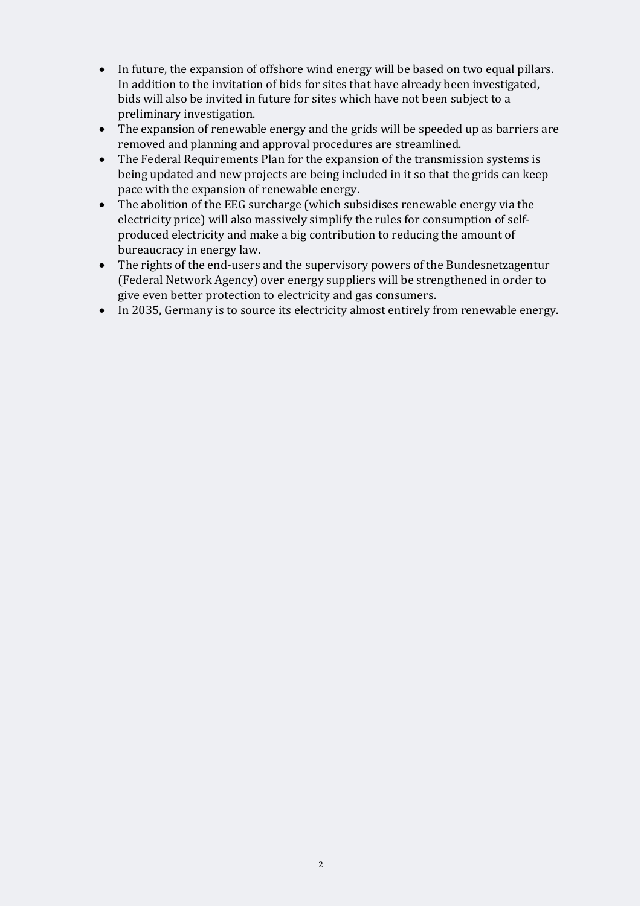- In future, the expansion of offshore wind energy will be based on two equal pillars. In addition to the invitation of bids for sites that have already been investigated, bids will also be invited in future for sites which have not been subject to a preliminary investigation.
- The expansion of renewable energy and the grids will be speeded up as barriers are removed and planning and approval procedures are streamlined.
- The Federal Requirements Plan for the expansion of the transmission systems is being updated and new projects are being included in it so that the grids can keep pace with the expansion of renewable energy.
- The abolition of the EEG surcharge (which subsidises renewable energy via the electricity price) will also massively simplify the rules for consumption of self-produced electricity and make a big contribution to reducing the amount of bureaucracy in energy law.
- The rights of the end-users and the supervisory powers of the Bundesnetzagentur (Federal Network Agency) over energy suppliers will be strengthened in order to give even better protection to electricity and gas consumers.
- In 2035, Germany is to source its electricity almost entirely from renewable energy.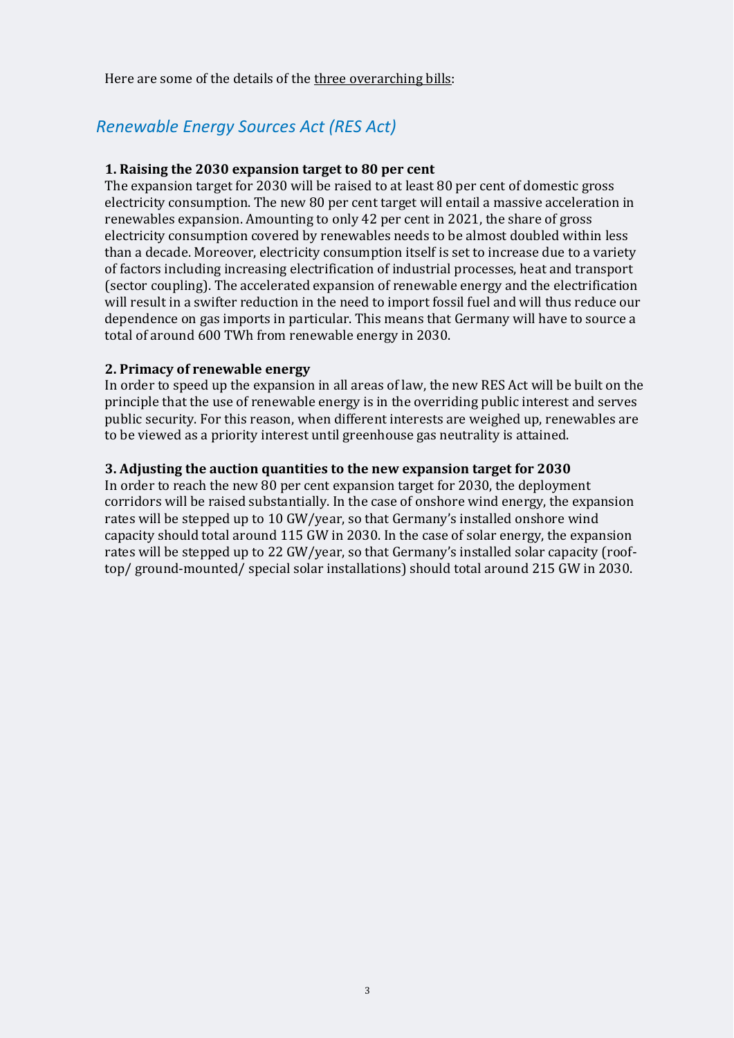Here are some of the details of the three overarching bills:

## *Renewable Energy Sources Act (RES Act)*

**1. Raising the 2030 expansion target to 80 per cent**

The expansion target for 2030 will be raised to at least 80 per cent of domestic gross electricity consumption. The new 80 per cent target will entail a massive acceleration in renewables expansion. Amounting to only 42 per cent in 2021, the share of gross electricity consumption covered by renewables needs to be almost doubled within less than a decade. Moreover, electricity consumption itself is set to increase due to a variety of factors including increasing electrification of industrial processes, heat and transport (sector coupling). The accelerated expansion of renewable energy and the electrification will result in a swifter reduction in the need to import fossil fuel and will thus reduce our dependence on gas imports in particular. This means that Germany will have to source a total of around 600 TWh from renewable energy in 2030.

**2. Primacy of renewable energy**

In order to speed up the expansion in all areas of law, the new RES Act will be built on the principle that the use of renewable energy is in the overriding public interest and serves public security. For this reason, when different interests are weighed up, renewables are to be viewed as a priority interest until greenhouse gas neutrality is attained.

**3. Adjusting the auction quantities to the new expansion target for 2030**

In order to reach the new 80 per cent expansion target for 2030, the deployment corridors will be raised substantially. In the case of onshore wind energy, the expansion rates will be stepped up to 10 GW/year, so that Germany's installed onshore wind capacity should total around 115 GW in 2030. In the case of solar energy, the expansion rates will be stepped up to 22 GW/year, so that Germany's installed solar capacity (roof-top/ ground-mounted/ special solar installations) should total around 215 GW in 2030.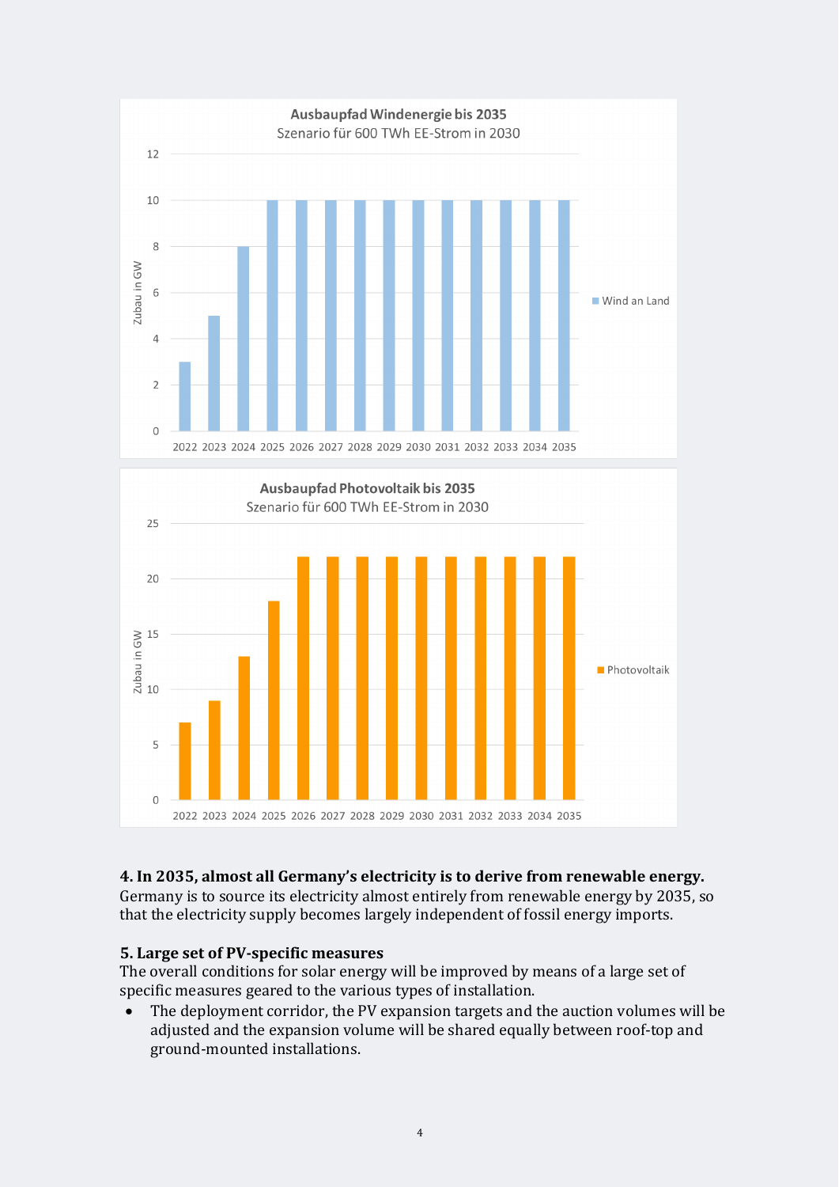**Ausbaupfad Windenergie bis 2035**
Szenario für 600 TWh EE-Strom in 2030

| Jahr | 2022 | 2023 | 2024 | 2025 | 2026 | 2027 | 2028 | 2029 | 2030 | 2031 | 2032 | 2033 | 2034 | 2035 |
|---|---|---|---|---|---|---|---|---|---|---|---|---|---|---|
| Wind an Land (Zubau in GW) | 3 | 5 | 8 | 10 | 10 | 10 | 10 | 10 | 10 | 10 | 10 | 10 | 10 | 10 |

**Ausbaupfad Photovoltaik bis 2035**
Szenario für 600 TWh EE-Strom in 2030

| Jahr | 2022 | 2023 | 2024 | 2025 | 2026 | 2027 | 2028 | 2029 | 2030 | 2031 | 2032 | 2033 | 2034 | 2035 |
|---|---|---|---|---|---|---|---|---|---|---|---|---|---|---|
| Photovoltaik (Zubau in GW) | 7 | 9 | 13 | 18 | 22 | 22 | 22 | 22 | 22 | 22 | 22 | 22 | 22 | 22 |

**4. In 2035, almost all Germany's electricity is to derive from renewable energy.**
Germany is to source its electricity almost entirely from renewable energy by 2035, so that the electricity supply becomes largely independent of fossil energy imports.

**5. Large set of PV-specific measures**
The overall conditions for solar energy will be improved by means of a large set of specific measures geared to the various types of installation.

- The deployment corridor, the PV expansion targets and the auction volumes will be adjusted and the expansion volume will be shared equally between roof-top and ground-mounted installations.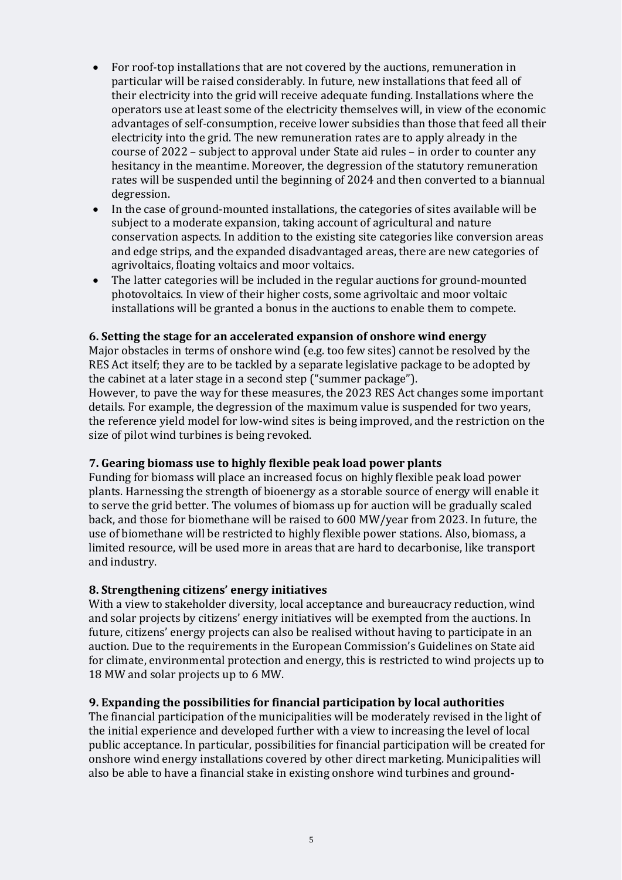- For roof-top installations that are not covered by the auctions, remuneration in particular will be raised considerably. In future, new installations that feed all of their electricity into the grid will receive adequate funding. Installations where the operators use at least some of the electricity themselves will, in view of the economic advantages of self-consumption, receive lower subsidies than those that feed all their electricity into the grid. The new remuneration rates are to apply already in the course of 2022 – subject to approval under State aid rules – in order to counter any hesitancy in the meantime. Moreover, the degression of the statutory remuneration rates will be suspended until the beginning of 2024 and then converted to a biannual degression.
- In the case of ground-mounted installations, the categories of sites available will be subject to a moderate expansion, taking account of agricultural and nature conservation aspects. In addition to the existing site categories like conversion areas and edge strips, and the expanded disadvantaged areas, there are new categories of agrivoltaics, floating voltaics and moor voltaics.
- The latter categories will be included in the regular auctions for ground-mounted photovoltaics. In view of their higher costs, some agrivoltaic and moor voltaic installations will be granted a bonus in the auctions to enable them to compete.

**6. Setting the stage for an accelerated expansion of onshore wind energy**

Major obstacles in terms of onshore wind (e.g. too few sites) cannot be resolved by the RES Act itself; they are to be tackled by a separate legislative package to be adopted by the cabinet at a later stage in a second step ("summer package").

However, to pave the way for these measures, the 2023 RES Act changes some important details. For example, the degression of the maximum value is suspended for two years, the reference yield model for low-wind sites is being improved, and the restriction on the size of pilot wind turbines is being revoked.

**7. Gearing biomass use to highly flexible peak load power plants**

Funding for biomass will place an increased focus on highly flexible peak load power plants. Harnessing the strength of bioenergy as a storable source of energy will enable it to serve the grid better. The volumes of biomass up for auction will be gradually scaled back, and those for biomethane will be raised to 600 MW/year from 2023. In future, the use of biomethane will be restricted to highly flexible power stations. Also, biomass, a limited resource, will be used more in areas that are hard to decarbonise, like transport and industry.

**8. Strengthening citizens' energy initiatives**

With a view to stakeholder diversity, local acceptance and bureaucracy reduction, wind and solar projects by citizens' energy initiatives will be exempted from the auctions. In future, citizens' energy projects can also be realised without having to participate in an auction. Due to the requirements in the European Commission's Guidelines on State aid for climate, environmental protection and energy, this is restricted to wind projects up to 18 MW and solar projects up to 6 MW.

**9. Expanding the possibilities for financial participation by local authorities**

The financial participation of the municipalities will be moderately revised in the light of the initial experience and developed further with a view to increasing the level of local public acceptance. In particular, possibilities for financial participation will be created for onshore wind energy installations covered by other direct marketing. Municipalities will also be able to have a financial stake in existing onshore wind turbines and ground-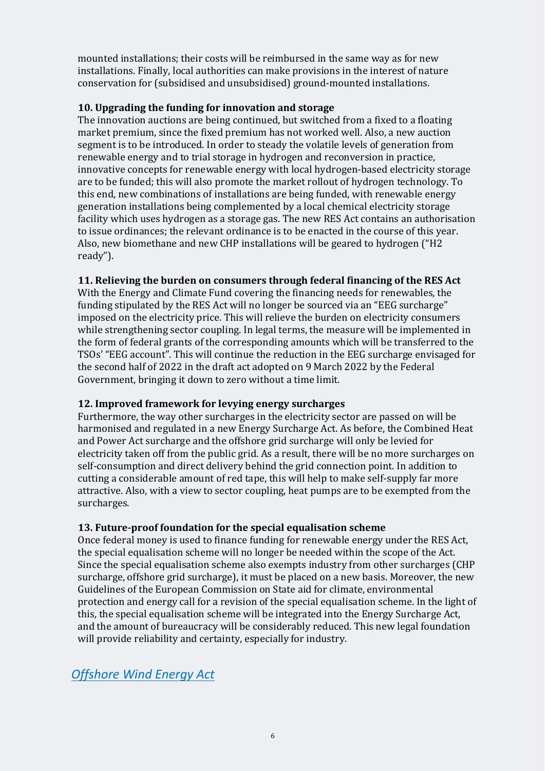mounted installations; their costs will be reimbursed in the same way as for new installations. Finally, local authorities can make provisions in the interest of nature conservation for (subsidised and unsubsidised) ground-mounted installations.

**10. Upgrading the funding for innovation and storage**

The innovation auctions are being continued, but switched from a fixed to a floating market premium, since the fixed premium has not worked well. Also, a new auction segment is to be introduced. In order to steady the volatile levels of generation from renewable energy and to trial storage in hydrogen and reconversion in practice, innovative concepts for renewable energy with local hydrogen-based electricity storage are to be funded; this will also promote the market rollout of hydrogen technology. To this end, new combinations of installations are being funded, with renewable energy generation installations being complemented by a local chemical electricity storage facility which uses hydrogen as a storage gas. The new RES Act contains an authorisation to issue ordinances; the relevant ordinance is to be enacted in the course of this year. Also, new biomethane and new CHP installations will be geared to hydrogen ("H2 ready").

**11. Relieving the burden on consumers through federal financing of the RES Act**

With the Energy and Climate Fund covering the financing needs for renewables, the funding stipulated by the RES Act will no longer be sourced via an "EEG surcharge" imposed on the electricity price. This will relieve the burden on electricity consumers while strengthening sector coupling. In legal terms, the measure will be implemented in the form of federal grants of the corresponding amounts which will be transferred to the TSOs' "EEG account". This will continue the reduction in the EEG surcharge envisaged for the second half of 2022 in the draft act adopted on 9 March 2022 by the Federal Government, bringing it down to zero without a time limit.

**12. Improved framework for levying energy surcharges**

Furthermore, the way other surcharges in the electricity sector are passed on will be harmonised and regulated in a new Energy Surcharge Act. As before, the Combined Heat and Power Act surcharge and the offshore grid surcharge will only be levied for electricity taken off from the public grid. As a result, there will be no more surcharges on self-consumption and direct delivery behind the grid connection point. In addition to cutting a considerable amount of red tape, this will help to make self-supply far more attractive. Also, with a view to sector coupling, heat pumps are to be exempted from the surcharges.

**13. Future-proof foundation for the special equalisation scheme**

Once federal money is used to finance funding for renewable energy under the RES Act, the special equalisation scheme will no longer be needed within the scope of the Act. Since the special equalisation scheme also exempts industry from other surcharges (CHP surcharge, offshore grid surcharge), it must be placed on a new basis. Moreover, the new Guidelines of the European Commission on State aid for climate, environmental protection and energy call for a revision of the special equalisation scheme. In the light of this, the special equalisation scheme will be integrated into the Energy Surcharge Act, and the amount of bureaucracy will be considerably reduced. This new legal foundation will provide reliability and certainty, especially for industry.

## *Offshore Wind Energy Act*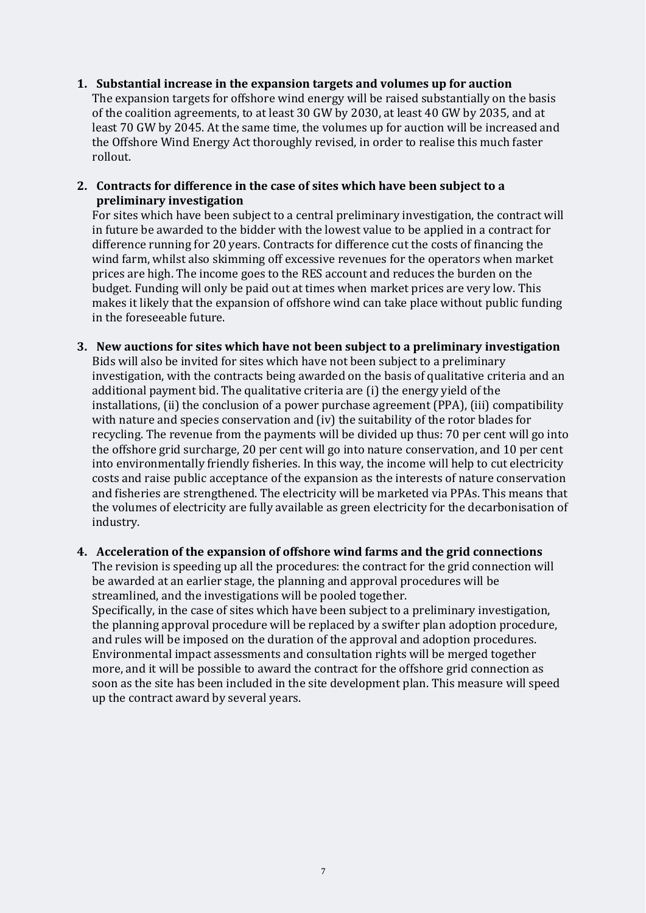1. **Substantial increase in the expansion targets and volumes up for auction**
   The expansion targets for offshore wind energy will be raised substantially on the basis of the coalition agreements, to at least 30 GW by 2030, at least 40 GW by 2035, and at least 70 GW by 2045. At the same time, the volumes up for auction will be increased and the Offshore Wind Energy Act thoroughly revised, in order to realise this much faster rollout.

2. **Contracts for difference in the case of sites which have been subject to a preliminary investigation**
   For sites which have been subject to a central preliminary investigation, the contract will in future be awarded to the bidder with the lowest value to be applied in a contract for difference running for 20 years. Contracts for difference cut the costs of financing the wind farm, whilst also skimming off excessive revenues for the operators when market prices are high. The income goes to the RES account and reduces the burden on the budget. Funding will only be paid out at times when market prices are very low. This makes it likely that the expansion of offshore wind can take place without public funding in the foreseeable future.

3. **New auctions for sites which have not been subject to a preliminary investigation**
   Bids will also be invited for sites which have not been subject to a preliminary investigation, with the contracts being awarded on the basis of qualitative criteria and an additional payment bid. The qualitative criteria are (i) the energy yield of the installations, (ii) the conclusion of a power purchase agreement (PPA), (iii) compatibility with nature and species conservation and (iv) the suitability of the rotor blades for recycling. The revenue from the payments will be divided up thus: 70 per cent will go into the offshore grid surcharge, 20 per cent will go into nature conservation, and 10 per cent into environmentally friendly fisheries. In this way, the income will help to cut electricity costs and raise public acceptance of the expansion as the interests of nature conservation and fisheries are strengthened. The electricity will be marketed via PPAs. This means that the volumes of electricity are fully available as green electricity for the decarbonisation of industry.

4. **Acceleration of the expansion of offshore wind farms and the grid connections**
   The revision is speeding up all the procedures: the contract for the grid connection will be awarded at an earlier stage, the planning and approval procedures will be streamlined, and the investigations will be pooled together.
   Specifically, in the case of sites which have been subject to a preliminary investigation, the planning approval procedure will be replaced by a swifter plan adoption procedure, and rules will be imposed on the duration of the approval and adoption procedures. Environmental impact assessments and consultation rights will be merged together more, and it will be possible to award the contract for the offshore grid connection as soon as the site has been included in the site development plan. This measure will speed up the contract award by several years.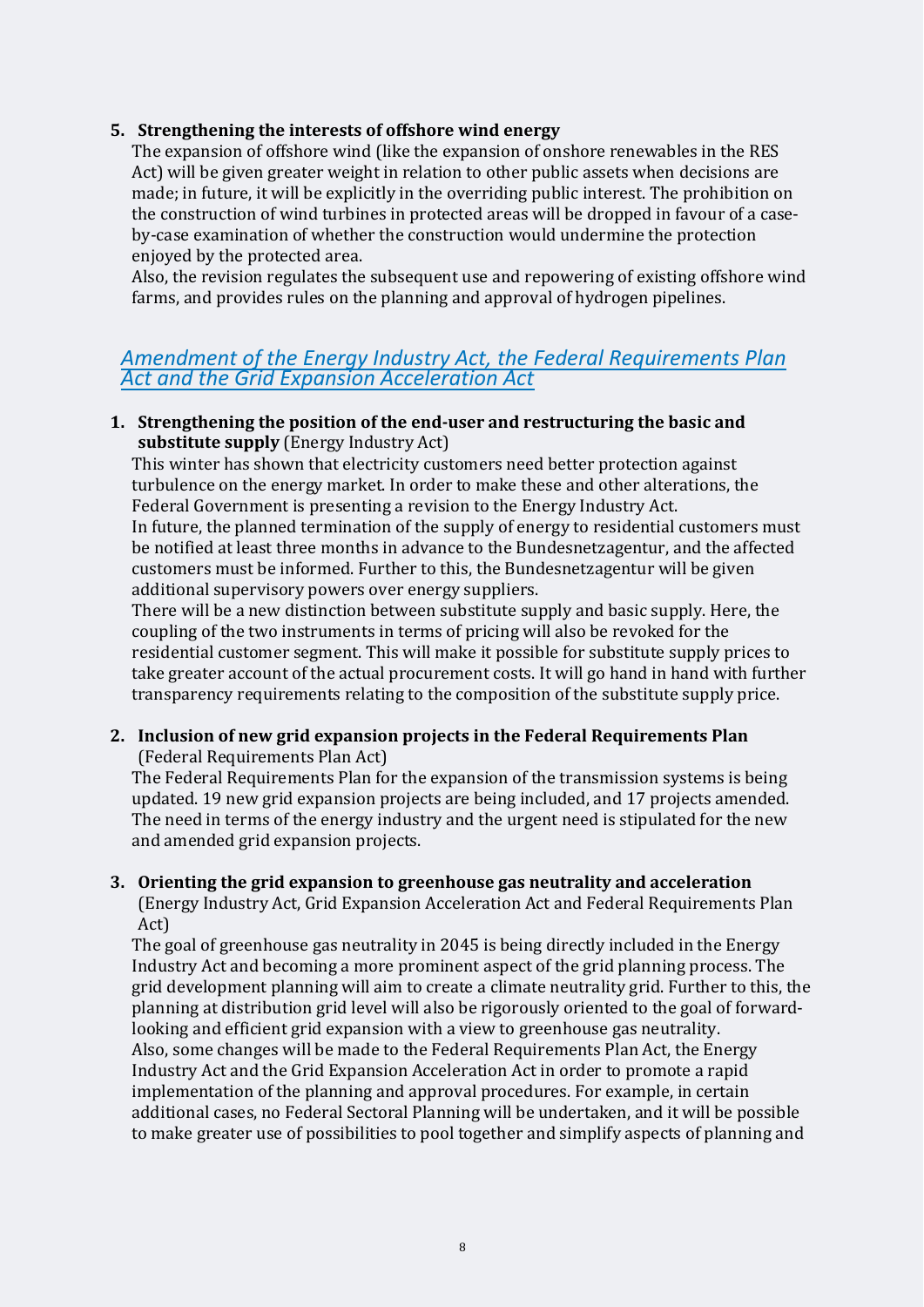5. **Strengthening the interests of offshore wind energy**

   The expansion of offshore wind (like the expansion of onshore renewables in the RES Act) will be given greater weight in relation to other public assets when decisions are made; in future, it will be explicitly in the overriding public interest. The prohibition on the construction of wind turbines in protected areas will be dropped in favour of a case-by-case examination of whether the construction would undermine the protection enjoyed by the protected area.

   Also, the revision regulates the subsequent use and repowering of existing offshore wind farms, and provides rules on the planning and approval of hydrogen pipelines.

## *Amendment of the Energy Industry Act, the Federal Requirements Plan Act and the Grid Expansion Acceleration Act*

1. **Strengthening the position of the end-user and restructuring the basic and substitute supply** (Energy Industry Act)

   This winter has shown that electricity customers need better protection against turbulence on the energy market. In order to make these and other alterations, the Federal Government is presenting a revision to the Energy Industry Act.

   In future, the planned termination of the supply of energy to residential customers must be notified at least three months in advance to the Bundesnetzagentur, and the affected customers must be informed. Further to this, the Bundesnetzagentur will be given additional supervisory powers over energy suppliers.

   There will be a new distinction between substitute supply and basic supply. Here, the coupling of the two instruments in terms of pricing will also be revoked for the residential customer segment. This will make it possible for substitute supply prices to take greater account of the actual procurement costs. It will go hand in hand with further transparency requirements relating to the composition of the substitute supply price.

2. **Inclusion of new grid expansion projects in the Federal Requirements Plan** (Federal Requirements Plan Act)

   The Federal Requirements Plan for the expansion of the transmission systems is being updated. 19 new grid expansion projects are being included, and 17 projects amended. The need in terms of the energy industry and the urgent need is stipulated for the new and amended grid expansion projects.

3. **Orienting the grid expansion to greenhouse gas neutrality and acceleration** (Energy Industry Act, Grid Expansion Acceleration Act and Federal Requirements Plan Act)

   The goal of greenhouse gas neutrality in 2045 is being directly included in the Energy Industry Act and becoming a more prominent aspect of the grid planning process. The grid development planning will aim to create a climate neutrality grid. Further to this, the planning at distribution grid level will also be rigorously oriented to the goal of forward-looking and efficient grid expansion with a view to greenhouse gas neutrality.

   Also, some changes will be made to the Federal Requirements Plan Act, the Energy Industry Act and the Grid Expansion Acceleration Act in order to promote a rapid implementation of the planning and approval procedures. For example, in certain additional cases, no Federal Sectoral Planning will be undertaken, and it will be possible to make greater use of possibilities to pool together and simplify aspects of planning and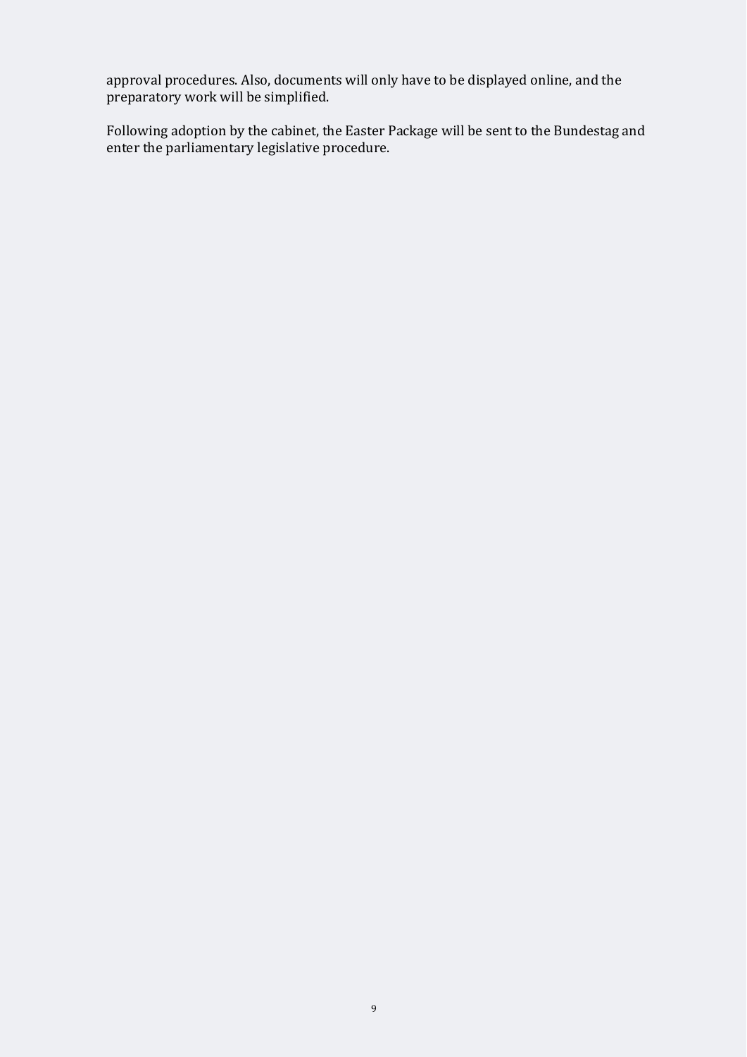approval procedures. Also, documents will only have to be displayed online, and the preparatory work will be simplified.

Following adoption by the cabinet, the Easter Package will be sent to the Bundestag and enter the parliamentary legislative procedure.